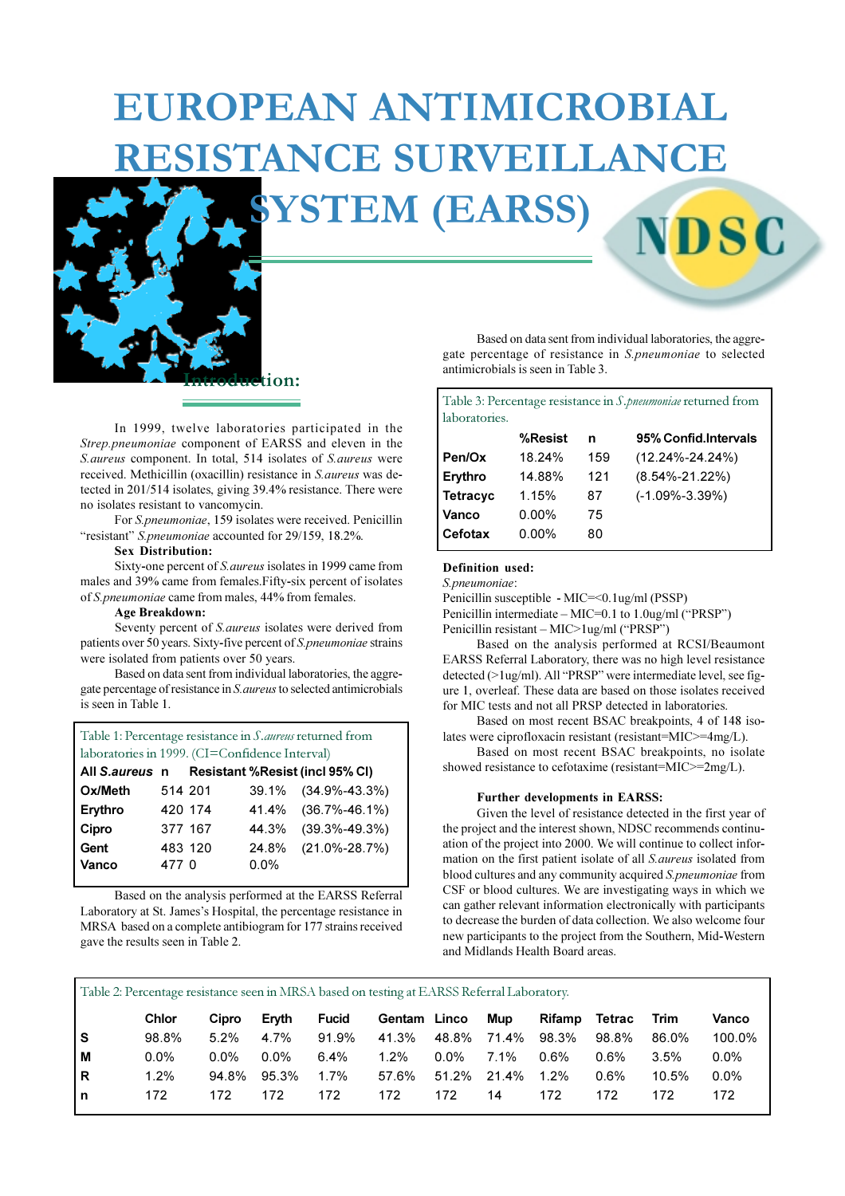# EUROPEAN ANTIMICROBIAL RESISTANCE SURVEILLANCE SYSTEM (EARSS)

## Introduction:

In 1999, twelve laboratories participated in the *Strep.pneumoniae* component of EARSS and eleven in the *S.aureus* component. In total, 514 isolates of *S.aureus* were received. Methicillin (oxacillin) resistance in *S.aureus* was detected in 201/514 isolates, giving 39.4% resistance. There were no isolates resistant to vancomycin.

For *S.pneumoniae*, 159 isolates were received. Penicillin "resistant" *S.pneumoniae* accounted for 29/159, 18.2%.

**Sex Distribution:**

Sixty-one percent of *S.aureus* isolates in 1999 came from males and 39% came from females.Fifty-six percent of isolates of *S.pneumoniae* came from males, 44% from females.

**Age Breakdown:**

Seventy percent of *S.aureus* isolates were derived from patients over 50 years. Sixty-five percent of *S.pneumoniae* strains were isolated from patients over 50 years.

Based on data sent from individual laboratories, the aggregate percentage of resistance in *S.aureus* to selected antimicrobials is seen in Table 1.

Table 1: Percentage resistance in *S.aureus* returned from laboratories in 1999. (CI=Confidence Interval)

| All *S.aureus* | n | Resistant | %Resist (incl 95% CI) | |
|---|---|---|---|---|
| Ox/Meth | 514 | 201 | 39.1% | (34.9%-43.3%) |
| Erythro | 420 | 174 | 41.4% | (36.7%-46.1%) |
| Cipro | 377 | 167 | 44.3% | (39.3%-49.3%) |
| Gent | 483 | 120 | 24.8% | (21.0%-28.7%) |
| Vanco | 477 | 0 | 0.0% | |

Based on the analysis performed at the EARSS Referral Laboratory at St. James's Hospital, the percentage resistance in MRSA based on a complete antibiogram for 177 strains received gave the results seen in Table 2.

Based on data sent from individual laboratories, the aggregate percentage of resistance in *S.pneumoniae* to selected antimicrobials is seen in Table 3.

Table 3: Percentage resistance in *S.pneumoniae* returned from laboratories.

| | %Resist | n | 95% Confid.Intervals |
|---|---|---|---|
| Pen/Ox | 18.24% | 159 | (12.24%-24.24%) |
| Erythro | 14.88% | 121 | (8.54%-21.22%) |
| Tetracyc | 1.15% | 87 | (-1.09%-3.39%) |
| Vanco | 0.00% | 75 | |
| Cefotax | 0.00% | 80 | |

**Definition used:**

*S.pneumoniae*:

Penicillin susceptible - MIC=<0.1ug/ml (PSSP)

Penicillin intermediate – MIC=0.1 to 1.0ug/ml ("PRSP")

Penicillin resistant – MIC>1ug/ml ("PRSP")

Based on the analysis performed at RCSI/Beaumont EARSS Referral Laboratory, there was no high level resistance detected (>1ug/ml). All "PRSP" were intermediate level, see figure 1, overleaf. These data are based on those isolates received for MIC tests and not all PRSP detected in laboratories.

Based on most recent BSAC breakpoints, 4 of 148 isolates were ciprofloxacin resistant (resistant=MIC>=4mg/L).

Based on most recent BSAC breakpoints, no isolate showed resistance to cefotaxime (resistant=MIC>=2mg/L).

**Further developments in EARSS:**

Given the level of resistance detected in the first year of the project and the interest shown, NDSC recommends continuation of the project into 2000. We will continue to collect information on the first patient isolate of all *S.aureus* isolated from blood cultures and any community acquired *S.pneumoniae* from CSF or blood cultures. We are investigating ways in which we can gather relevant information electronically with participants to decrease the burden of data collection. We also welcome four new participants to the project from the Southern, Mid-Western and Midlands Health Board areas.

Table 2: Percentage resistance seen in MRSA based on testing at EARSS Referral Laboratory.

| | Chlor | Cipro | Eryth | Fucid | Gentam | Linco | Mup | Rifamp | Tetrac | Trim | Vanco |
|---|---|---|---|---|---|---|---|---|---|---|---|
| S | 98.8% | 5.2% | 4.7% | 91.9% | 41.3% | 48.8% | 71.4% | 98.3% | 98.8% | 86.0% | 100.0% |
| M | 0.0% | 0.0% | 0.0% | 6.4% | 1.2% | 0.0% | 7.1% | 0.6% | 0.6% | 3.5% | 0.0% |
| R | 1.2% | 94.8% | 95.3% | 1.7% | 57.6% | 51.2% | 21.4% | 1.2% | 0.6% | 10.5% | 0.0% |
| n | 172 | 172 | 172 | 172 | 172 | 172 | 14 | 172 | 172 | 172 | 172 |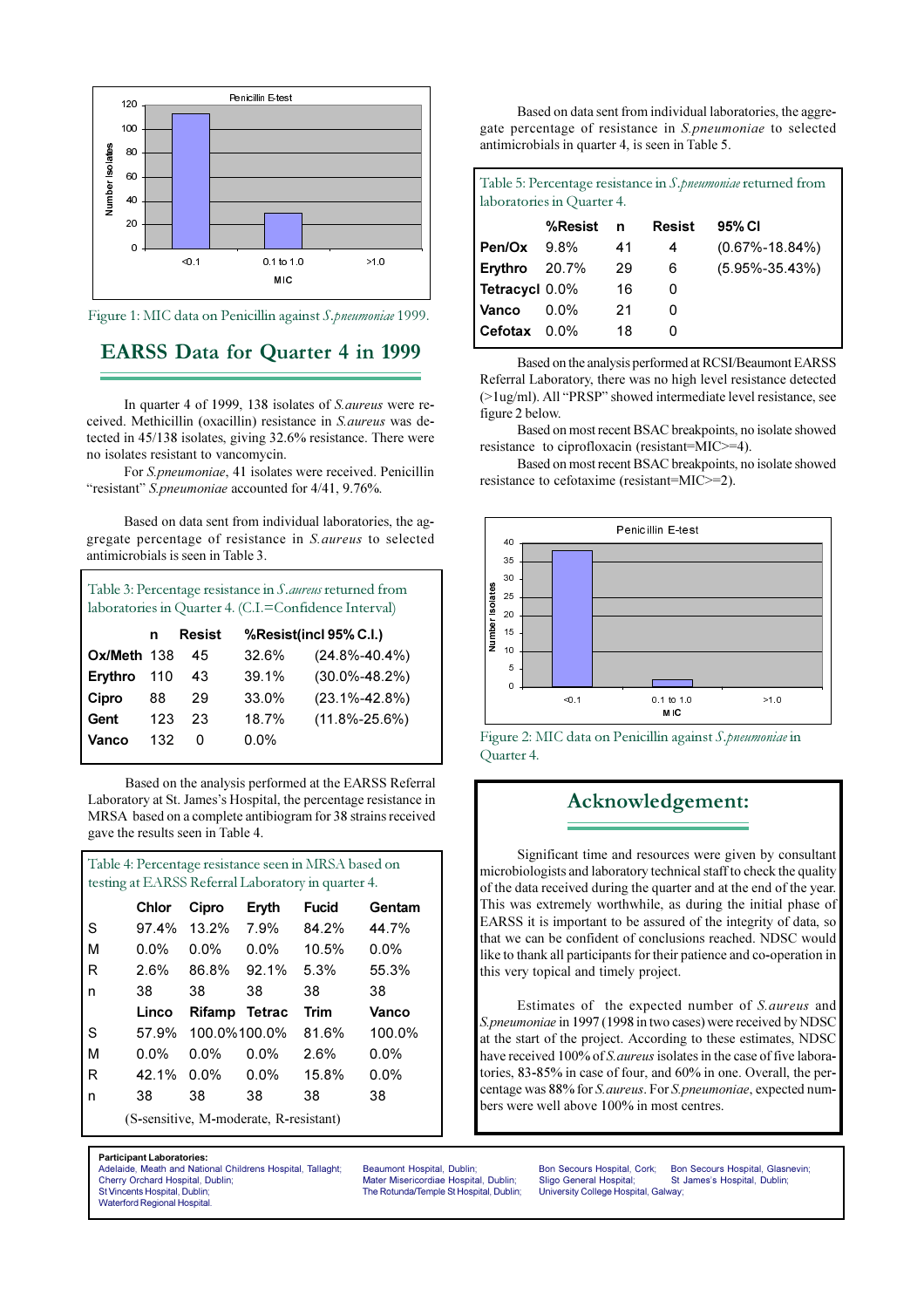Penicillin E-test

Number Isolates

120
100
80
60
40
20
0

<0.1
0.1 to 1.0
>1.0

MIC

Figure 1: MIC data on Penicillin against *S.pneumoniae* 1999.

## EARSS Data for Quarter 4 in 1999

In quarter 4 of 1999, 138 isolates of *S.aureus* were received. Methicillin (oxacillin) resistance in *S.aureus* was detected in 45/138 isolates, giving 32.6% resistance. There were no isolates resistant to vancomycin.

For *S.pneumoniae*, 41 isolates were received. Penicillin "resistant" *S.pneumoniae* accounted for 4/41, 9.76%.

Based on data sent from individual laboratories, the aggregate percentage of resistance in *S.aureus* to selected antimicrobials is seen in Table 3.

Table 3: Percentage resistance in *S.aureus* returned from laboratories in Quarter 4. (C.I.=Confidence Interval)

| | n | Resist | %Resist(incl 95% C.I.) | |
|---|---|---|---|---|
| Ox/Meth | 138 | 45 | 32.6% | (24.8%-40.4%) |
| Erythro | 110 | 43 | 39.1% | (30.0%-48.2%) |
| Cipro | 88 | 29 | 33.0% | (23.1%-42.8%) |
| Gent | 123 | 23 | 18.7% | (11.8%-25.6%) |
| Vanco | 132 | 0 | 0.0% | |

Based on the analysis performed at the EARSS Referral Laboratory at St. James's Hospital, the percentage resistance in MRSA based on a complete antibiogram for 38 strains received gave the results seen in Table 4.

Table 4: Percentage resistance seen in MRSA based on testing at EARSS Referral Laboratory in quarter 4.

| | Chlor | Cipro | Eryth | Fucid | Gentam |
|---|---|---|---|---|---|
| S | 97.4% | 13.2% | 7.9% | 84.2% | 44.7% |
| M | 0.0% | 0.0% | 0.0% | 10.5% | 0.0% |
| R | 2.6% | 86.8% | 92.1% | 5.3% | 55.3% |
| n | 38 | 38 | 38 | 38 | 38 |
| | **Linco** | **Rifamp** | **Tetrac** | **Trim** | **Vanco** |
| S | 57.9% | 100.0% | 100.0% | 81.6% | 100.0% |
| M | 0.0% | 0.0% | 0.0% | 2.6% | 0.0% |
| R | 42.1% | 0.0% | 0.0% | 15.8% | 0.0% |
| n | 38 | 38 | 38 | 38 | 38 |

(S-sensitive, M-moderate, R-resistant)

Based on data sent from individual laboratories, the aggregate percentage of resistance in *S.pneumoniae* to selected antimicrobials in quarter 4, is seen in Table 5.

Table 5: Percentage resistance in *S.pneumoniae* returned from laboratories in Quarter 4.

| | %Resist | n | Resist | 95% CI |
|---|---|---|---|---|
| Pen/Ox | 9.8% | 41 | 4 | (0.67%-18.84%) |
| Erythro | 20.7% | 29 | 6 | (5.95%-35.43%) |
| Tetracycl | 0.0% | 16 | 0 | |
| Vanco | 0.0% | 21 | 0 | |
| Cefotax | 0.0% | 18 | 0 | |

Based on the analysis performed at RCSI/Beaumont EARSS Referral Laboratory, there was no high level resistance detected (>1ug/ml). All "PRSP" showed intermediate level resistance, see figure 2 below.

Based on most recent BSAC breakpoints, no isolate showed resistance to ciprofloxacin (resistant=MIC>=4).

Based on most recent BSAC breakpoints, no isolate showed resistance to cefotaxime (resistant=MIC>=2).

Penicillin E-test

Number Isolates

40
35
30
25
20
15
10
5
0

<0.1
0.1 to 1.0
>1.0

MIC

Figure 2: MIC data on Penicillin against *S.pneumoniae* in Quarter 4.

## Acknowledgement:

Significant time and resources were given by consultant microbiologists and laboratory technical staff to check the quality of the data received during the quarter and at the end of the year. This was extremely worthwhile, as during the initial phase of EARSS it is important to be assured of the integrity of data, so that we can be confident of conclusions reached. NDSC would like to thank all participants for their patience and co-operation in this very topical and timely project.

Estimates of the expected number of *S.aureus* and *S.pneumoniae* in 1997 (1998 in two cases) were received by NDSC at the start of the project. According to these estimates, NDSC have received 100% of *S.aureus* isolates in the case of five laboratories, 83-85% in case of four, and 60% in one. Overall, the percentage was 88% for *S.aureus*. For *S.pneumoniae*, expected numbers were well above 100% in most centres.

**Participant Laboratories:**
Adelaide, Meath and National Childrens Hospital, Tallaght; Cherry Orchard Hospital, Dublin; St Vincents Hospital, Dublin; Waterford Regional Hospital. Beaumont Hospital, Dublin; Mater Misericordiae Hospital, Dublin; The Rotunda/Temple St Hospital, Dublin; Bon Secours Hospital, Cork; Sligo General Hospital; University College Hospital, Galway; Bon Secours Hospital, Glasnevin; St James's Hospital, Dublin;